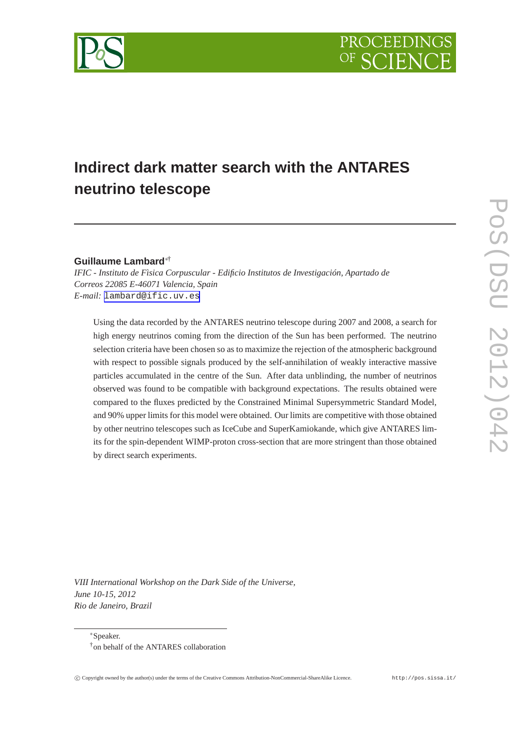# Indirect dark matter search with the ANTARES neutrino telescope

**Guillaume Lambard**[*†]

*IFIC - Instituto de Fìsica Corpuscular - Edificio Institutos de Investigación, Apartado de Correos 22085 E-46071 Valencia, Spain*

*E-mail:* lambard@ific.uv.es

Using the data recorded by the ANTARES neutrino telescope during 2007 and 2008, a search for high energy neutrinos coming from the direction of the Sun has been performed. The neutrino selection criteria have been chosen so as to maximize the rejection of the atmospheric background with respect to possible signals produced by the self-annihilation of weakly interactive massive particles accumulated in the centre of the Sun. After data unblinding, the number of neutrinos observed was found to be compatible with background expectations. The results obtained were compared to the fluxes predicted by the Constrained Minimal Supersymmetric Standard Model, and 90% upper limits for this model were obtained. Our limits are competitive with those obtained by other neutrino telescopes such as IceCube and SuperKamiokande, which give ANTARES limits for the spin-dependent WIMP-proton cross-section that are more stringent than those obtained by direct search experiments.

*VIII International Workshop on the Dark Side of the Universe,*
*June 10-15, 2012*
*Rio de Janeiro, Brazil*

---

[*] Speaker.
[†] on behalf of the ANTARES collaboration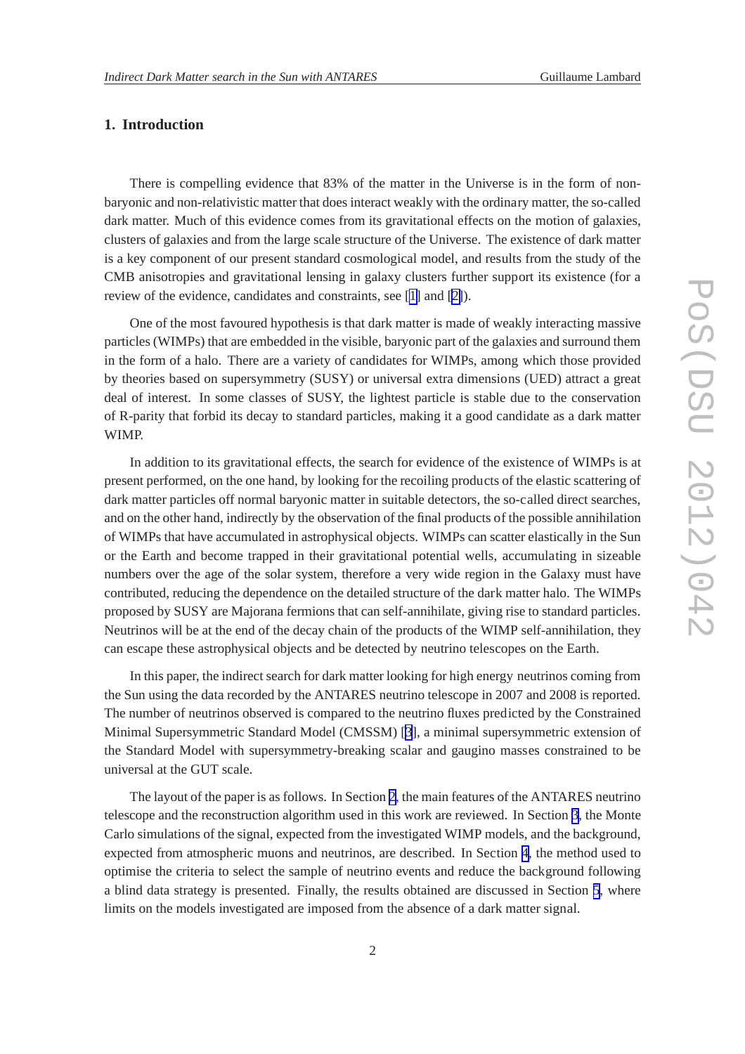## 1. Introduction

There is compelling evidence that 83% of the matter in the Universe is in the form of non-baryonic and non-relativistic matter that does interact weakly with the ordinary matter, the so-called dark matter. Much of this evidence comes from its gravitational effects on the motion of galaxies, clusters of galaxies and from the large scale structure of the Universe. The existence of dark matter is a key component of our present standard cosmological model, and results from the study of the CMB anisotropies and gravitational lensing in galaxy clusters further support its existence (for a review of the evidence, candidates and constraints, see [1] and [2]).

One of the most favoured hypothesis is that dark matter is made of weakly interacting massive particles (WIMPs) that are embedded in the visible, baryonic part of the galaxies and surround them in the form of a halo. There are a variety of candidates for WIMPs, among which those provided by theories based on supersymmetry (SUSY) or universal extra dimensions (UED) attract a great deal of interest. In some classes of SUSY, the lightest particle is stable due to the conservation of R-parity that forbid its decay to standard particles, making it a good candidate as a dark matter WIMP.

In addition to its gravitational effects, the search for evidence of the existence of WIMPs is at present performed, on the one hand, by looking for the recoiling products of the elastic scattering of dark matter particles off normal baryonic matter in suitable detectors, the so-called direct searches, and on the other hand, indirectly by the observation of the final products of the possible annihilation of WIMPs that have accumulated in astrophysical objects. WIMPs can scatter elastically in the Sun or the Earth and become trapped in their gravitational potential wells, accumulating in sizeable numbers over the age of the solar system, therefore a very wide region in the Galaxy must have contributed, reducing the dependence on the detailed structure of the dark matter halo. The WIMPs proposed by SUSY are Majorana fermions that can self-annihilate, giving rise to standard particles. Neutrinos will be at the end of the decay chain of the products of the WIMP self-annihilation, they can escape these astrophysical objects and be detected by neutrino telescopes on the Earth.

In this paper, the indirect search for dark matter looking for high energy neutrinos coming from the Sun using the data recorded by the ANTARES neutrino telescope in 2007 and 2008 is reported. The number of neutrinos observed is compared to the neutrino fluxes predicted by the Constrained Minimal Supersymmetric Standard Model (CMSSM) [3], a minimal supersymmetric extension of the Standard Model with supersymmetry-breaking scalar and gaugino masses constrained to be universal at the GUT scale.

The layout of the paper is as follows. In Section 2, the main features of the ANTARES neutrino telescope and the reconstruction algorithm used in this work are reviewed. In Section 3, the Monte Carlo simulations of the signal, expected from the investigated WIMP models, and the background, expected from atmospheric muons and neutrinos, are described. In Section 4, the method used to optimise the criteria to select the sample of neutrino events and reduce the background following a blind data strategy is presented. Finally, the results obtained are discussed in Section 5, where limits on the models investigated are imposed from the absence of a dark matter signal.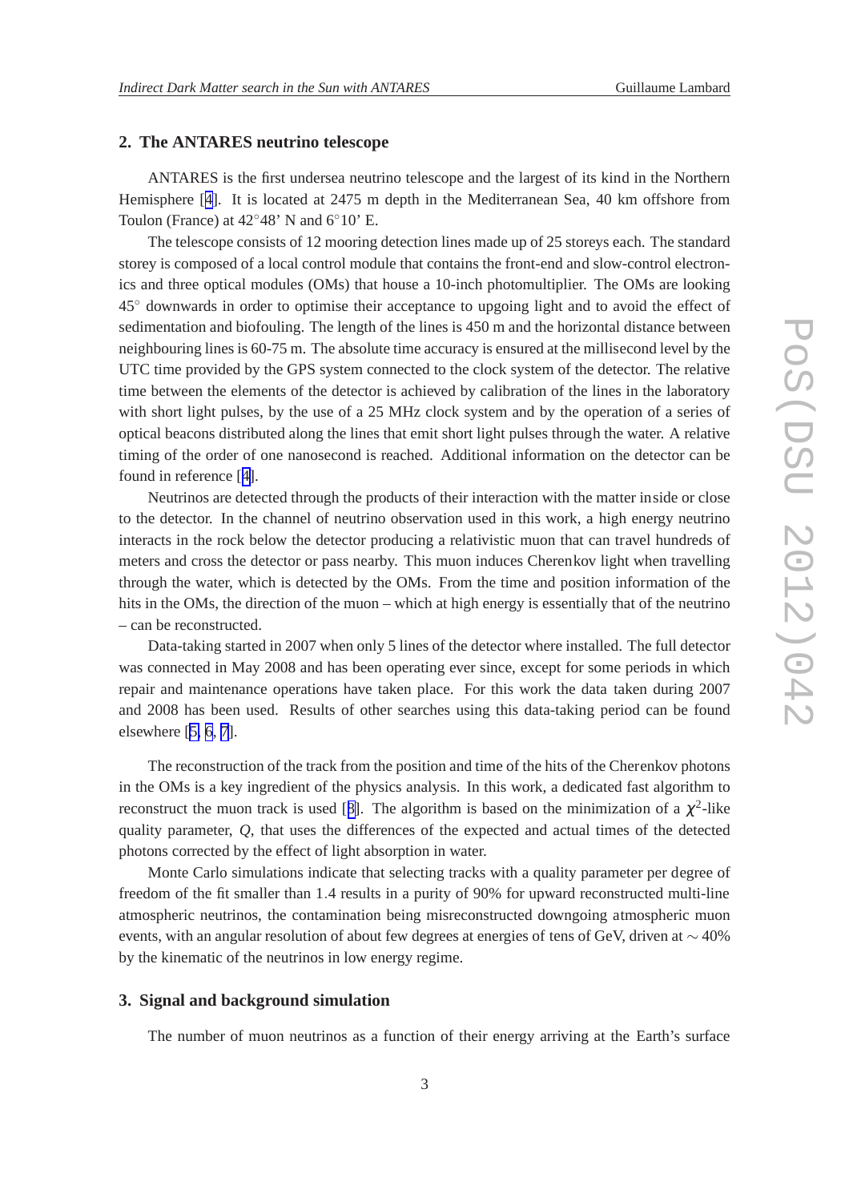## 2. The ANTARES neutrino telescope

ANTARES is the first undersea neutrino telescope and the largest of its kind in the Northern Hemisphere [4]. It is located at 2475 m depth in the Mediterranean Sea, 40 km offshore from Toulon (France) at 42°48' N and 6°10' E.

The telescope consists of 12 mooring detection lines made up of 25 storeys each. The standard storey is composed of a local control module that contains the front-end and slow-control electronics and three optical modules (OMs) that house a 10-inch photomultiplier. The OMs are looking 45° downwards in order to optimise their acceptance to upgoing light and to avoid the effect of sedimentation and biofouling. The length of the lines is 450 m and the horizontal distance between neighbouring lines is 60-75 m. The absolute time accuracy is ensured at the millisecond level by the UTC time provided by the GPS system connected to the clock system of the detector. The relative time between the elements of the detector is achieved by calibration of the lines in the laboratory with short light pulses, by the use of a 25 MHz clock system and by the operation of a series of optical beacons distributed along the lines that emit short light pulses through the water. A relative timing of the order of one nanosecond is reached. Additional information on the detector can be found in reference [4].

Neutrinos are detected through the products of their interaction with the matter inside or close to the detector. In the channel of neutrino observation used in this work, a high energy neutrino interacts in the rock below the detector producing a relativistic muon that can travel hundreds of meters and cross the detector or pass nearby. This muon induces Cherenkov light when travelling through the water, which is detected by the OMs. From the time and position information of the hits in the OMs, the direction of the muon – which at high energy is essentially that of the neutrino – can be reconstructed.

Data-taking started in 2007 when only 5 lines of the detector where installed. The full detector was connected in May 2008 and has been operating ever since, except for some periods in which repair and maintenance operations have taken place. For this work the data taken during 2007 and 2008 has been used. Results of other searches using this data-taking period can be found elsewhere [5, 6, 7].

The reconstruction of the track from the position and time of the hits of the Cherenkov photons in the OMs is a key ingredient of the physics analysis. In this work, a dedicated fast algorithm to reconstruct the muon track is used [8]. The algorithm is based on the minimization of a $\chi^2$-like quality parameter, $Q$, that uses the differences of the expected and actual times of the detected photons corrected by the effect of light absorption in water.

Monte Carlo simulations indicate that selecting tracks with a quality parameter per degree of freedom of the fit smaller than 1.4 results in a purity of 90% for upward reconstructed multi-line atmospheric neutrinos, the contamination being misreconstructed downgoing atmospheric muon events, with an angular resolution of about few degrees at energies of tens of GeV, driven at $\sim 40\%$ by the kinematic of the neutrinos in low energy regime.

## 3. Signal and background simulation

The number of muon neutrinos as a function of their energy arriving at the Earth's surface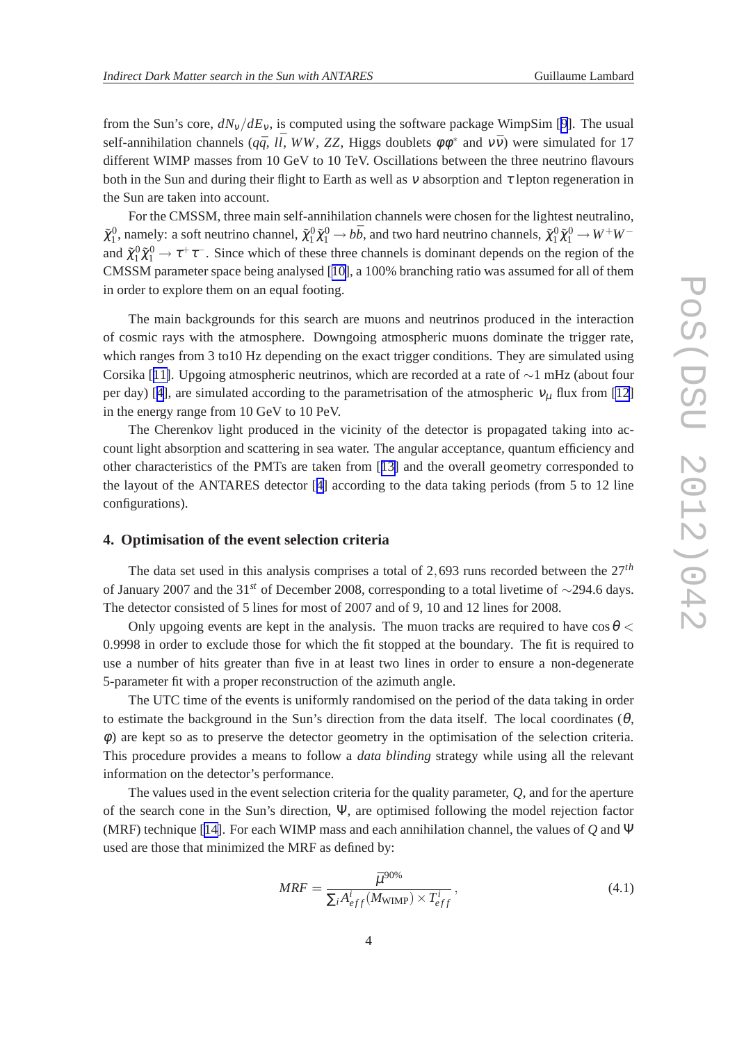from the Sun's core, $dN_\nu/dE_\nu$, is computed using the software package WimpSim [9]. The usual self-annihilation channels ($q\bar{q}$, $l\bar{l}$, $WW$, $ZZ$, Higgs doublets $\phi\phi^*$ and $\nu\bar{\nu}$) were simulated for 17 different WIMP masses from 10 GeV to 10 TeV. Oscillations between the three neutrino flavours both in the Sun and during their flight to Earth as well as $\nu$ absorption and $\tau$ lepton regeneration in the Sun are taken into account.

For the CMSSM, three main self-annihilation channels were chosen for the lightest neutralino, $\tilde{\chi}_1^0$, namely: a soft neutrino channel, $\tilde{\chi}_1^0\tilde{\chi}_1^0 \rightarrow b\bar{b}$, and two hard neutrino channels, $\tilde{\chi}_1^0\tilde{\chi}_1^0 \rightarrow W^+W^-$ and $\tilde{\chi}_1^0\tilde{\chi}_1^0 \rightarrow \tau^+\tau^-$. Since which of these three channels is dominant depends on the region of the CMSSM parameter space being analysed [10], a 100% branching ratio was assumed for all of them in order to explore them on an equal footing.

The main backgrounds for this search are muons and neutrinos produced in the interaction of cosmic rays with the atmosphere. Downgoing atmospheric muons dominate the trigger rate, which ranges from 3 to10 Hz depending on the exact trigger conditions. They are simulated using Corsika [11]. Upgoing atmospheric neutrinos, which are recorded at a rate of $\sim$1 mHz (about four per day) [4], are simulated according to the parametrisation of the atmospheric $\nu_\mu$ flux from [12] in the energy range from 10 GeV to 10 PeV.

The Cherenkov light produced in the vicinity of the detector is propagated taking into account light absorption and scattering in sea water. The angular acceptance, quantum efficiency and other characteristics of the PMTs are taken from [13] and the overall geometry corresponded to the layout of the ANTARES detector [4] according to the data taking periods (from 5 to 12 line configurations).

## 4. Optimisation of the event selection criteria

The data set used in this analysis comprises a total of 2,693 runs recorded between the $27^{th}$ of January 2007 and the $31^{st}$ of December 2008, corresponding to a total livetime of $\sim$294.6 days. The detector consisted of 5 lines for most of 2007 and of 9, 10 and 12 lines for 2008.

Only upgoing events are kept in the analysis. The muon tracks are required to have $\cos\theta < 0.9998$ in order to exclude those for which the fit stopped at the boundary. The fit is required to use a number of hits greater than five in at least two lines in order to ensure a non-degenerate 5-parameter fit with a proper reconstruction of the azimuth angle.

The UTC time of the events is uniformly randomised on the period of the data taking in order to estimate the background in the Sun's direction from the data itself. The local coordinates ($\theta$, $\phi$) are kept so as to preserve the detector geometry in the optimisation of the selection criteria. This procedure provides a means to follow a *data blinding* strategy while using all the relevant information on the detector's performance.

The values used in the event selection criteria for the quality parameter, $Q$, and for the aperture of the search cone in the Sun's direction, $\Psi$, are optimised following the model rejection factor (MRF) technique [14]. For each WIMP mass and each annihilation channel, the values of $Q$ and $\Psi$ used are those that minimized the MRF as defined by:

$$MRF = \frac{\bar{\mu}^{90\%}}{\sum_i A^i_{eff}(M_{\rm WIMP}) \times T^i_{eff}}\,, \tag{4.1}$$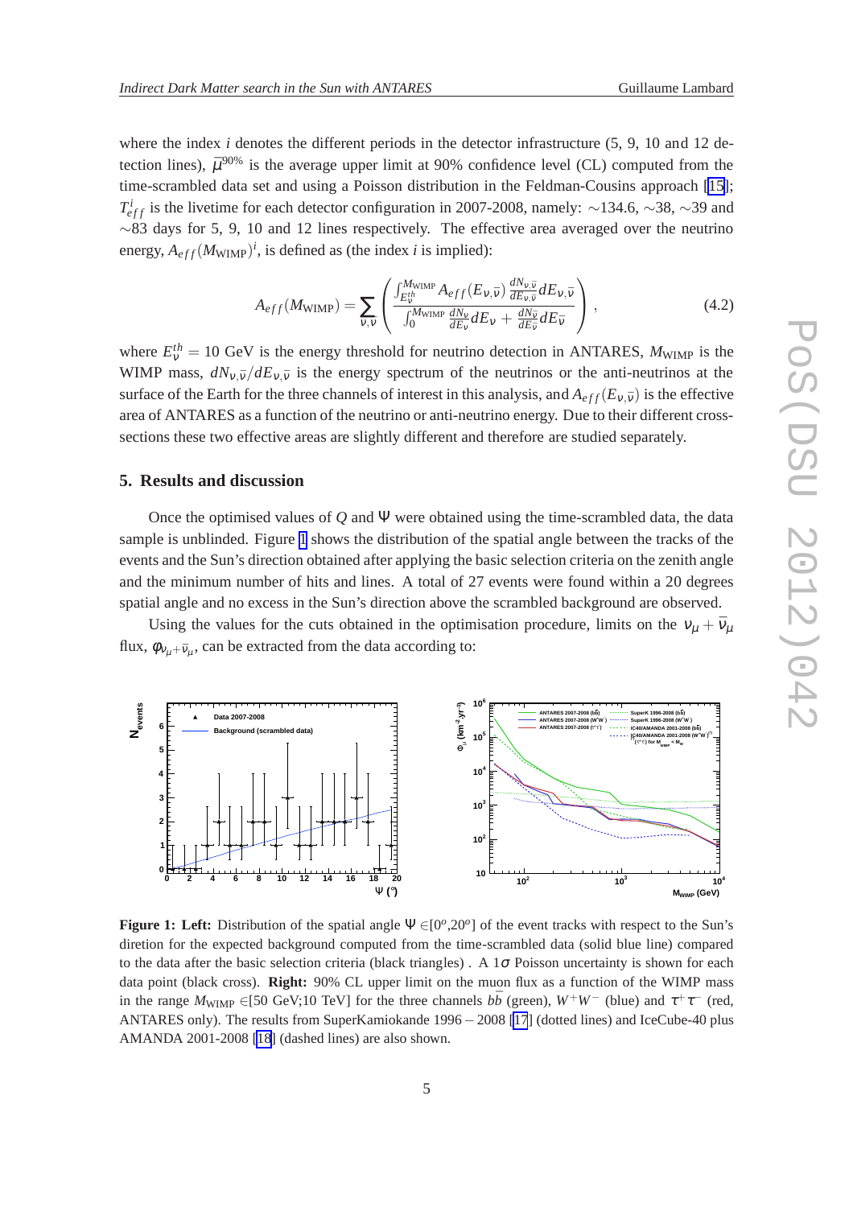where the index $i$ denotes the different periods in the detector infrastructure (5, 9, 10 and 12 detection lines), $\bar{\mu}^{90\%}$ is the average upper limit at 90% confidence level (CL) computed from the time-scrambled data set and using a Poisson distribution in the Feldman-Cousins approach [15]; $T^{i}_{eff}$ is the livetime for each detector configuration in 2007-2008, namely: $\sim$134.6, $\sim$38, $\sim$39 and $\sim$83 days for 5, 9, 10 and 12 lines respectively. The effective area averaged over the neutrino energy, $A_{eff}(M_{\rm WIMP})^{i}$, is defined as (the index $i$ is implied):

$$A_{eff}(M_{\rm WIMP}) = \sum_{\nu,\bar{\nu}} \left( \frac{\int_{E_{\nu}^{th}}^{M_{\rm WIMP}} A_{eff}(E_{\nu,\bar{\nu}}) \frac{dN_{\nu,\bar{\nu}}}{dE_{\nu,\bar{\nu}}} dE_{\nu,\bar{\nu}}}{\int_{0}^{M_{\rm WIMP}} \frac{dN_{\nu}}{dE_{\nu}} dE_{\nu} + \frac{dN_{\bar{\nu}}}{dE_{\bar{\nu}}} dE_{\bar{\nu}}} \right), \tag{4.2}$$

where $E_{\nu}^{th} = 10$ GeV is the energy threshold for neutrino detection in ANTARES, $M_{\rm WIMP}$ is the WIMP mass, $dN_{\nu,\bar{\nu}}/dE_{\nu,\bar{\nu}}$ is the energy spectrum of the neutrinos or the anti-neutrinos at the surface of the Earth for the three channels of interest in this analysis, and $A_{eff}(E_{\nu,\bar{\nu}})$ is the effective area of ANTARES as a function of the neutrino or anti-neutrino energy. Due to their different cross-sections these two effective areas are slightly different and therefore are studied separately.

## 5. Results and discussion

Once the optimised values of $Q$ and $\Psi$ were obtained using the time-scrambled data, the data sample is unblinded. Figure 1 shows the distribution of the spatial angle between the tracks of the events and the Sun's direction obtained after applying the basic selection criteria on the zenith angle and the minimum number of hits and lines. A total of 27 events were found within a 20 degrees spatial angle and no excess in the Sun's direction above the scrambled background are observed.

Using the values for the cuts obtained in the optimisation procedure, limits on the $\nu_{\mu} + \bar{\nu}_{\mu}$ flux, $\phi_{\nu_{\mu}+\bar{\nu}_{\mu}}$, can be extracted from the data according to:

**Figure 1: Left:** Distribution of the spatial angle $\Psi \in [0^{o}, 20^{o}]$ of the event tracks with respect to the Sun's diretion for the expected background computed from the time-scrambled data (solid blue line) compared to the data after the basic selection criteria (black triangles) . A $1\sigma$ Poisson uncertainty is shown for each data point (black cross). **Right:** 90% CL upper limit on the muon flux as a function of the WIMP mass in the range $M_{\rm WIMP} \in$[50 GeV;10 TeV] for the three channels $b\bar{b}$ (green), $W^{+}W^{-}$ (blue) and $\tau^{+}\tau^{-}$ (red, ANTARES only). The results from SuperKamiokande 1996 – 2008 [17] (dotted lines) and IceCube-40 plus AMANDA 2001-2008 [18] (dashed lines) are also shown.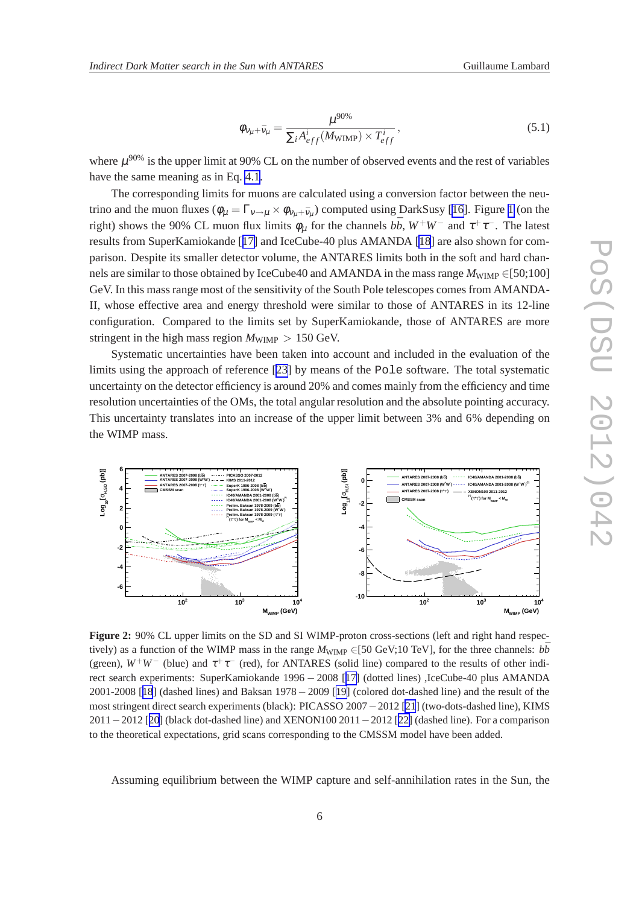$$\phi_{\nu_\mu+\bar{\nu}_\mu} = \frac{\mu^{90\%}}{\sum_i A^i_{eff}(M_{\rm WIMP}) \times T^i_{eff}}, \tag{5.1}$$

where $\mu^{90\%}$ is the upper limit at 90% CL on the number of observed events and the rest of variables have the same meaning as in Eq. 4.1.

The corresponding limits for muons are calculated using a conversion factor between the neutrino and the muon fluxes ($\phi_\mu = \Gamma_{\nu\to\mu} \times \phi_{\nu_\mu+\bar{\nu}_\mu}$) computed using DarkSusy [16]. Figure 1 (on the right) shows the 90% CL muon flux limits $\phi_\mu$ for the channels $b\bar{b}$, $W^+W^-$ and $\tau^+\tau^-$. The latest results from SuperKamiokande [17] and IceCube-40 plus AMANDA [18] are also shown for comparison. Despite its smaller detector volume, the ANTARES limits both in the soft and hard channels are similar to those obtained by IceCube40 and AMANDA in the mass range $M_{\rm WIMP} \in$[50;100] GeV. In this mass range most of the sensitivity of the South Pole telescopes comes from AMANDA-II, whose effective area and energy threshold were similar to those of ANTARES in its 12-line configuration. Compared to the limits set by SuperKamiokande, those of ANTARES are more stringent in the high mass region $M_{\rm WIMP} > 150$ GeV.

Systematic uncertainties have been taken into account and included in the evaluation of the limits using the approach of reference [23] by means of the `Pole` software. The total systematic uncertainty on the detector efficiency is around 20% and comes mainly from the efficiency and time resolution uncertainties of the OMs, the total angular resolution and the absolute pointing accuracy. This uncertainty translates into an increase of the upper limit between 3% and 6% depending on the WIMP mass.

**Figure 2:** 90% CL upper limits on the SD and SI WIMP-proton cross-sections (left and right hand respectively) as a function of the WIMP mass in the range $M_{\rm WIMP} \in$[50 GeV;10 TeV], for the three channels: $b\bar{b}$ (green), $W^+W^-$ (blue) and $\tau^+\tau^-$ (red), for ANTARES (solid line) compared to the results of other indirect search experiments: SuperKamiokande 1996 – 2008 [17] (dotted lines) ,IceCube-40 plus AMANDA 2001-2008 [18] (dashed lines) and Baksan 1978 – 2009 [19] (colored dot-dashed line) and the result of the most stringent direct search experiments (black): PICASSO 2007 – 2012 [21] (two-dots-dashed line), KIMS 2011 – 2012 [20] (black dot-dashed line) and XENON100 2011 – 2012 [22] (dashed line). For a comparison to the theoretical expectations, grid scans corresponding to the CMSSM model have been added.

Assuming equilibrium between the WIMP capture and self-annihilation rates in the Sun, the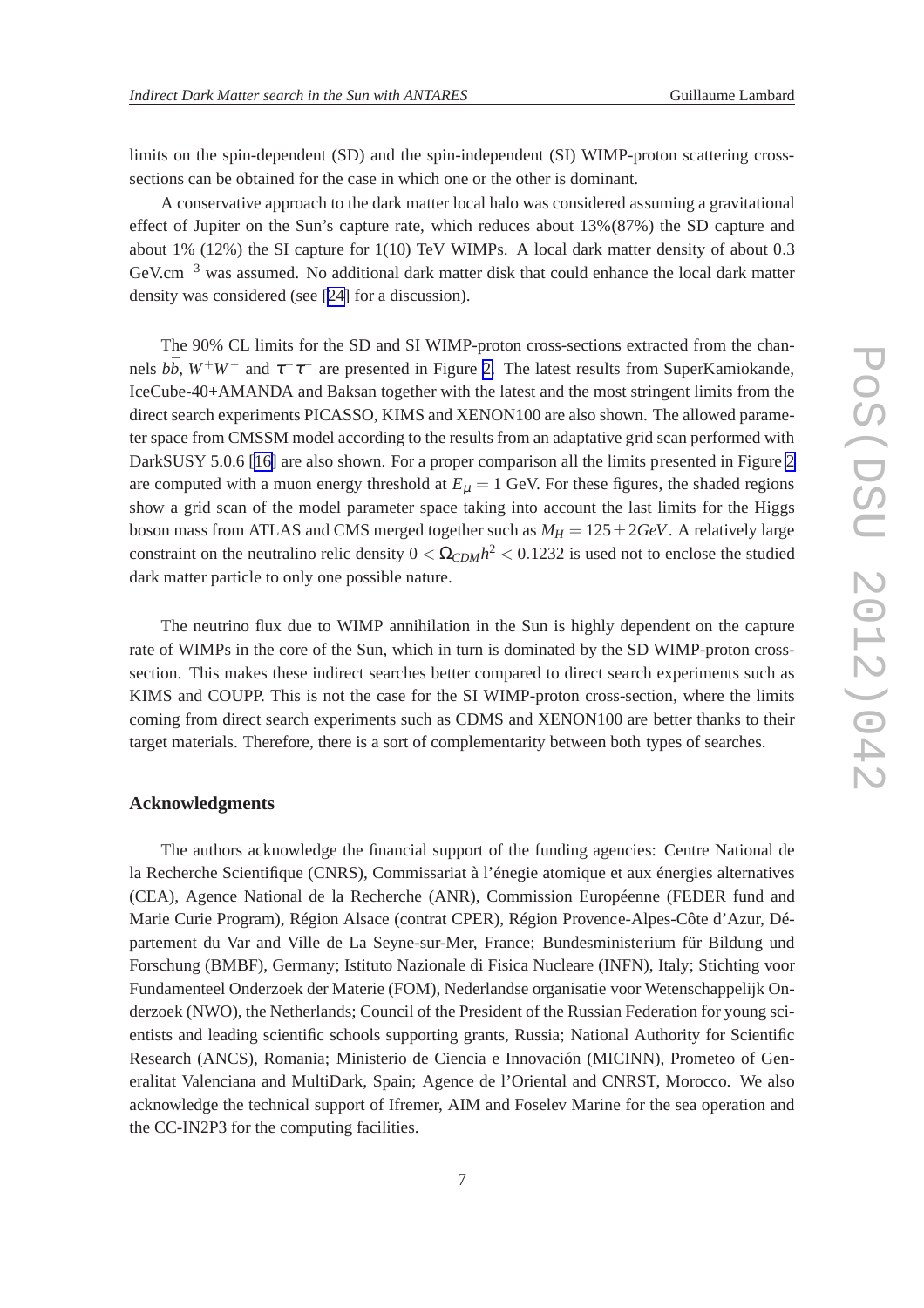limits on the spin-dependent (SD) and the spin-independent (SI) WIMP-proton scattering cross-sections can be obtained for the case in which one or the other is dominant.

A conservative approach to the dark matter local halo was considered assuming a gravitational effect of Jupiter on the Sun's capture rate, which reduces about 13%(87%) the SD capture and about 1% (12%) the SI capture for 1(10) TeV WIMPs. A local dark matter density of about 0.3 GeV.cm$^{-3}$ was assumed. No additional dark matter disk that could enhance the local dark matter density was considered (see [24] for a discussion).

The 90% CL limits for the SD and SI WIMP-proton cross-sections extracted from the channels $b\bar{b}$, $W^+W^-$ and $\tau^+\tau^-$ are presented in Figure 2. The latest results from SuperKamiokande, IceCube-40+AMANDA and Baksan together with the latest and the most stringent limits from the direct search experiments PICASSO, KIMS and XENON100 are also shown. The allowed parameter space from CMSSM model according to the results from an adaptative grid scan performed with DarkSUSY 5.0.6 [16] are also shown. For a proper comparison all the limits presented in Figure 2 are computed with a muon energy threshold at $E_\mu = 1$ GeV. For these figures, the shaded regions show a grid scan of the model parameter space taking into account the last limits for the Higgs boson mass from ATLAS and CMS merged together such as $M_H = 125 \pm 2 GeV$. A relatively large constraint on the neutralino relic density $0 < \Omega_{CDM} h^2 < 0.1232$ is used not to enclose the studied dark matter particle to only one possible nature.

The neutrino flux due to WIMP annihilation in the Sun is highly dependent on the capture rate of WIMPs in the core of the Sun, which in turn is dominated by the SD WIMP-proton cross-section. This makes these indirect searches better compared to direct search experiments such as KIMS and COUPP. This is not the case for the SI WIMP-proton cross-section, where the limits coming from direct search experiments such as CDMS and XENON100 are better thanks to their target materials. Therefore, there is a sort of complementarity between both types of searches.

## Acknowledgments

The authors acknowledge the financial support of the funding agencies: Centre National de la Recherche Scientifique (CNRS), Commissariat à l'énegie atomique et aux énergies alternatives (CEA), Agence National de la Recherche (ANR), Commission Européenne (FEDER fund and Marie Curie Program), Région Alsace (contrat CPER), Région Provence-Alpes-Côte d'Azur, Département du Var and Ville de La Seyne-sur-Mer, France; Bundesministerium für Bildung und Forschung (BMBF), Germany; Istituto Nazionale di Fisica Nucleare (INFN), Italy; Stichting voor Fundamenteel Onderzoek der Materie (FOM), Nederlandse organisatie voor Wetenschappelijk Onderzoek (NWO), the Netherlands; Council of the President of the Russian Federation for young scientists and leading scientific schools supporting grants, Russia; National Authority for Scientific Research (ANCS), Romania; Ministerio de Ciencia e Innovación (MICINN), Prometeo of Generalitat Valenciana and MultiDark, Spain; Agence de l'Oriental and CNRST, Morocco. We also acknowledge the technical support of Ifremer, AIM and Foselev Marine for the sea operation and the CC-IN2P3 for the computing facilities.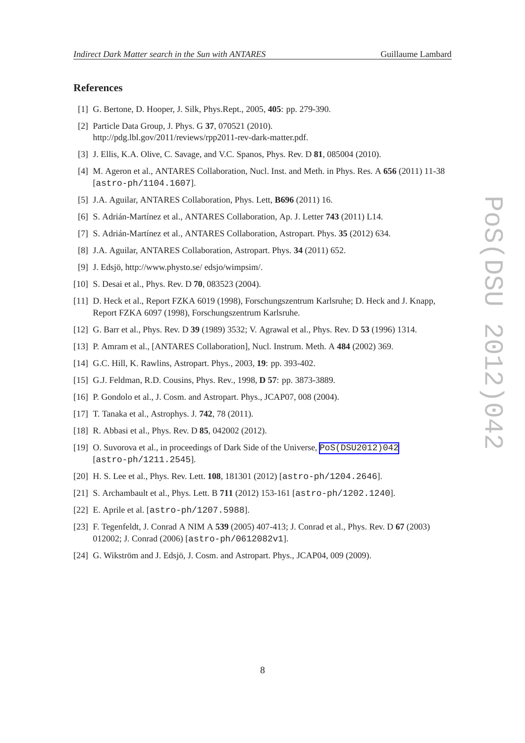## References

[1] G. Bertone, D. Hooper, J. Silk, Phys.Rept., 2005, **405**: pp. 279-390.

[2] Particle Data Group, J. Phys. G **37**, 070521 (2010). http://pdg.lbl.gov/2011/reviews/rpp2011-rev-dark-matter.pdf.

[3] J. Ellis, K.A. Olive, C. Savage, and V.C. Spanos, Phys. Rev. D **81**, 085004 (2010).

[4] M. Ageron et al., ANTARES Collaboration, Nucl. Inst. and Meth. in Phys. Res. A **656** (2011) 11-38 [astro-ph/1104.1607].

[5] J.A. Aguilar, ANTARES Collaboration, Phys. Lett, **B696** (2011) 16.

[6] S. Adrián-Martínez et al., ANTARES Collaboration, Ap. J. Letter **743** (2011) L14.

[7] S. Adrián-Martínez et al., ANTARES Collaboration, Astropart. Phys. **35** (2012) 634.

[8] J.A. Aguilar, ANTARES Collaboration, Astropart. Phys. **34** (2011) 652.

[9] J. Edsjö, http://www.physto.se/ edsjo/wimpsim/.

[10] S. Desai et al., Phys. Rev. D **70**, 083523 (2004).

[11] D. Heck et al., Report FZKA 6019 (1998), Forschungszentrum Karlsruhe; D. Heck and J. Knapp, Report FZKA 6097 (1998), Forschungszentrum Karlsruhe.

[12] G. Barr et al., Phys. Rev. D **39** (1989) 3532; V. Agrawal et al., Phys. Rev. D **53** (1996) 1314.

[13] P. Amram et al., [ANTARES Collaboration], Nucl. Instrum. Meth. A **484** (2002) 369.

[14] G.C. Hill, K. Rawlins, Astropart. Phys., 2003, **19**: pp. 393-402.

[15] G.J. Feldman, R.D. Cousins, Phys. Rev., 1998, **D 57**: pp. 3873-3889.

[16] P. Gondolo et al., J. Cosm. and Astropart. Phys., JCAP07, 008 (2004).

[17] T. Tanaka et al., Astrophys. J. **742**, 78 (2011).

[18] R. Abbasi et al., Phys. Rev. D **85**, 042002 (2012).

[19] O. Suvorova et al., in proceedings of Dark Side of the Universe, PoS(DSU2012)042 [astro-ph/1211.2545].

[20] H. S. Lee et al., Phys. Rev. Lett. **108**, 181301 (2012) [astro-ph/1204.2646].

[21] S. Archambault et al., Phys. Lett. B **711** (2012) 153-161 [astro-ph/1202.1240].

[22] E. Aprile et al. [astro-ph/1207.5988].

[23] F. Tegenfeldt, J. Conrad A NIM A **539** (2005) 407-413; J. Conrad et al., Phys. Rev. D **67** (2003) 012002; J. Conrad (2006) [astro-ph/0612082v1].

[24] G. Wikström and J. Edsjö, J. Cosm. and Astropart. Phys., JCAP04, 009 (2009).